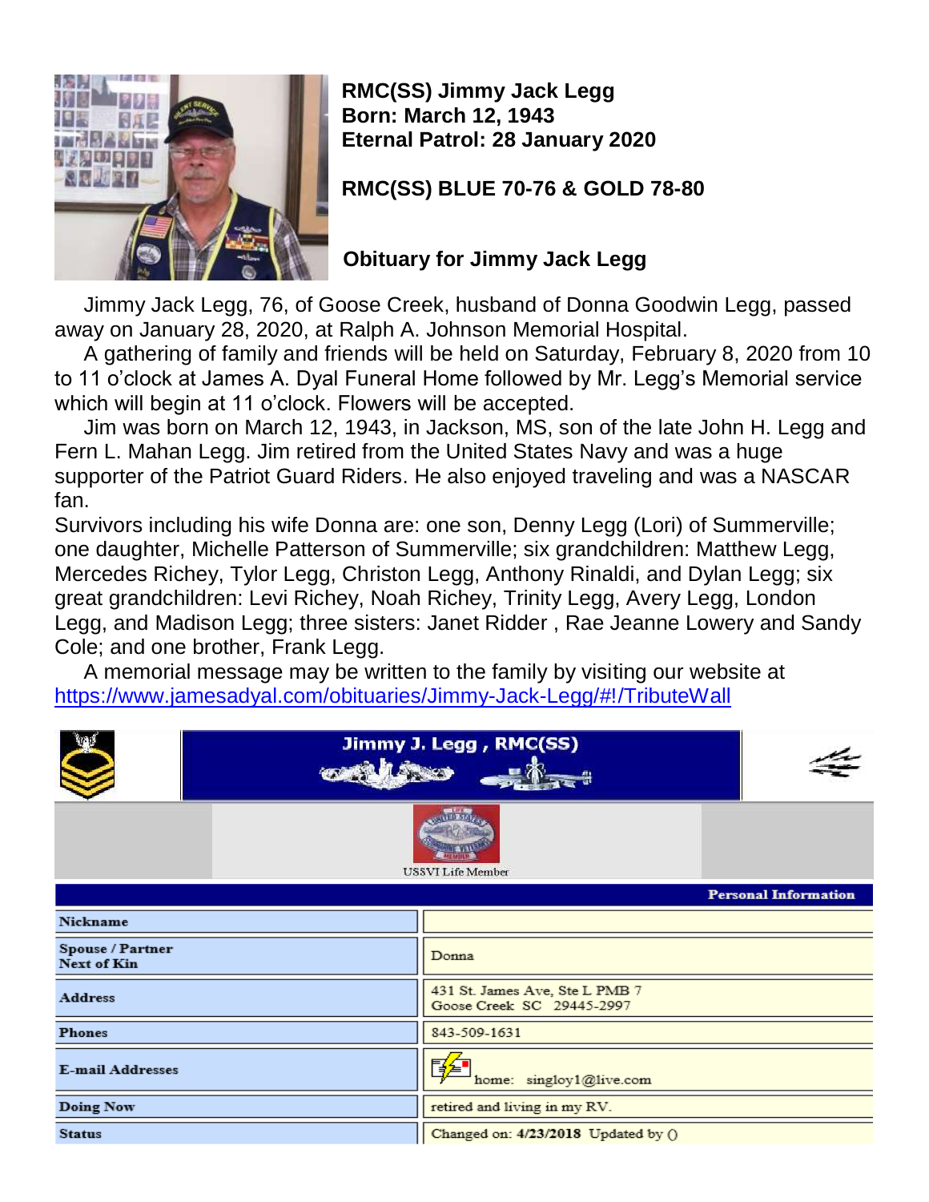**RMC(SS) Jimmy Jack Legg**
**Born: March 12, 1943**
**Eternal Patrol: 28 January 2020**

**RMC(SS) BLUE 70-76 & GOLD 78-80**

## Obituary for Jimmy Jack Legg

Jimmy Jack Legg, 76, of Goose Creek, husband of Donna Goodwin Legg, passed away on January 28, 2020, at Ralph A. Johnson Memorial Hospital.

A gathering of family and friends will be held on Saturday, February 8, 2020 from 10 to 11 o'clock at James A. Dyal Funeral Home followed by Mr. Legg's Memorial service which will begin at 11 o'clock. Flowers will be accepted.

Jim was born on March 12, 1943, in Jackson, MS, son of the late John H. Legg and Fern L. Mahan Legg. Jim retired from the United States Navy and was a huge supporter of the Patriot Guard Riders. He also enjoyed traveling and was a NASCAR fan.

Survivors including his wife Donna are: one son, Denny Legg (Lori) of Summerville; one daughter, Michelle Patterson of Summerville; six grandchildren: Matthew Legg, Mercedes Richey, Tylor Legg, Christon Legg, Anthony Rinaldi, and Dylan Legg; six great grandchildren: Levi Richey, Noah Richey, Trinity Legg, Avery Legg, London Legg, and Madison Legg; three sisters: Janet Ridder , Rae Jeanne Lowery and Sandy Cole; and one brother, Frank Legg.

A memorial message may be written to the family by visiting our website at https://www.jamesadyal.com/obituaries/Jimmy-Jack-Legg/#!/TributeWall

**Jimmy J. Legg , RMC(SS)**

USSVI Life Member

| Personal Information | |
|---|---|
| Nickname | |
| Spouse / Partner Next of Kin | Donna |
| Address | 431 St. James Ave, Ste L PMB 7 Goose Creek SC 29445-2997 |
| Phones | 843-509-1631 |
| E-mail Addresses | home: singloy1@live.com |
| Doing Now | retired and living in my RV. |
| Status | Changed on: **4/23/2018** Updated by () |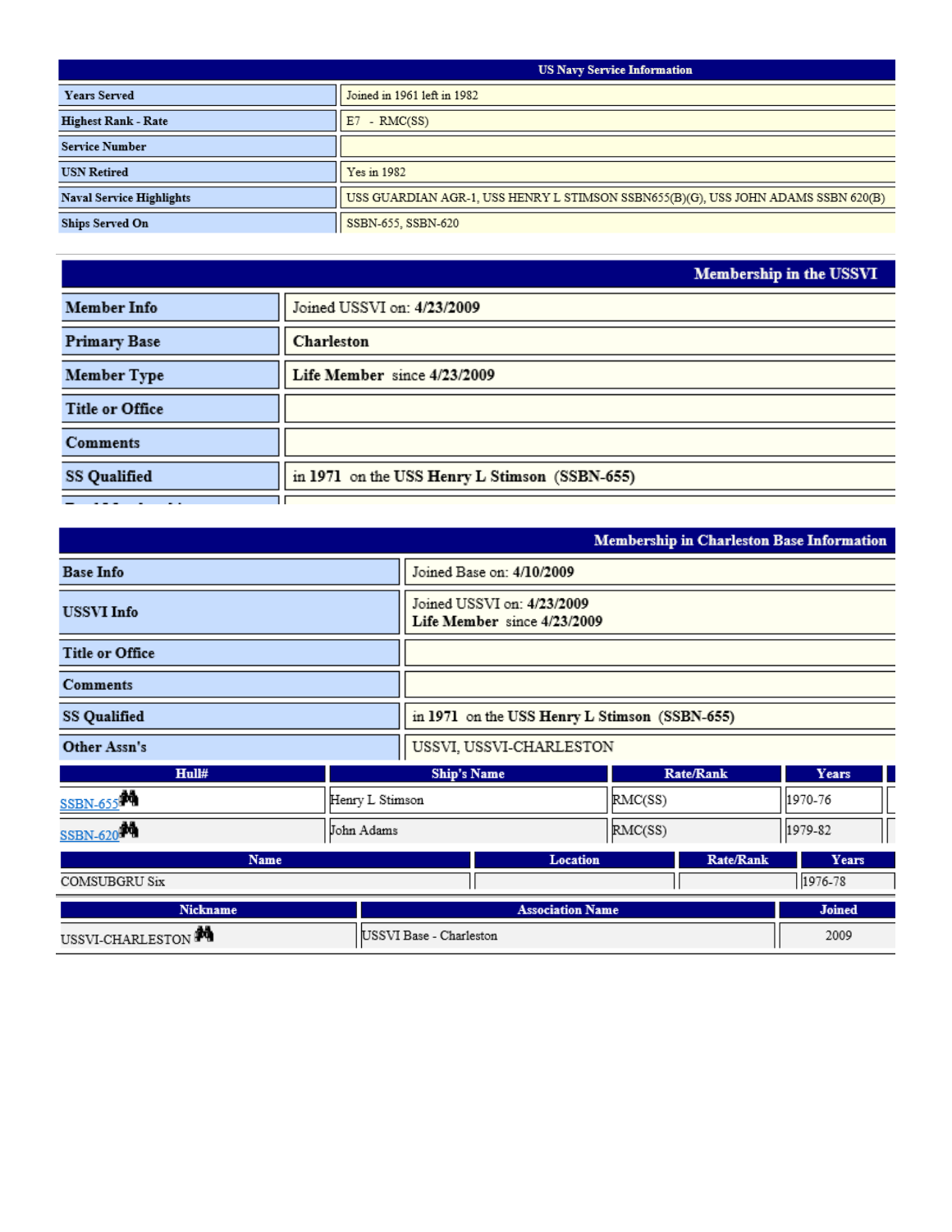| US Navy Service Information | |
|---|---|
| Years Served | Joined in 1961 left in 1982 |
| Highest Rank - Rate | E7 - RMC(SS) |
| Service Number | |
| USN Retired | Yes in 1982 |
| Naval Service Highlights | USS GUARDIAN AGR-1, USS HENRY L STIMSON SSBN655(B)(G), USS JOHN ADAMS SSBN 620(B) |
| Ships Served On | SSBN-655, SSBN-620 |

| Membership in the USSVI | |
|---|---|
| Member Info | Joined USSVI on: **4/23/2009** |
| Primary Base | **Charleston** |
| Member Type | **Life Member** since **4/23/2009** |
| Title or Office | |
| Comments | |
| SS Qualified | in **1971** on the **USS Henry L Stimson** (**SSBN-655**) |

| Membership in Charleston Base Information | |
|---|---|
| Base Info | Joined Base on: **4/10/2009** |
| USSVI Info | Joined USSVI on: **4/23/2009**<br>**Life Member** since **4/23/2009** |
| Title or Office | |
| Comments | |
| SS Qualified | in **1971** on the **USS Henry L Stimson** (**SSBN-655**) |
| Other Assn's | USSVI, USSVI-CHARLESTON |

| Hull# | Ship's Name | Rate/Rank | Years |
|---|---|---|---|
| SSBN-655 | Henry L Stimson | RMC(SS) | 1970-76 |
| SSBN-620 | John Adams | RMC(SS) | 1979-82 |

| Name | Location | Rate/Rank | Years |
|---|---|---|---|
| COMSUBGRU Six | | | 1976-78 |

| Nickname | Association Name | Joined |
|---|---|---|
| USSVI-CHARLESTON | USSVI Base - Charleston | 2009 |